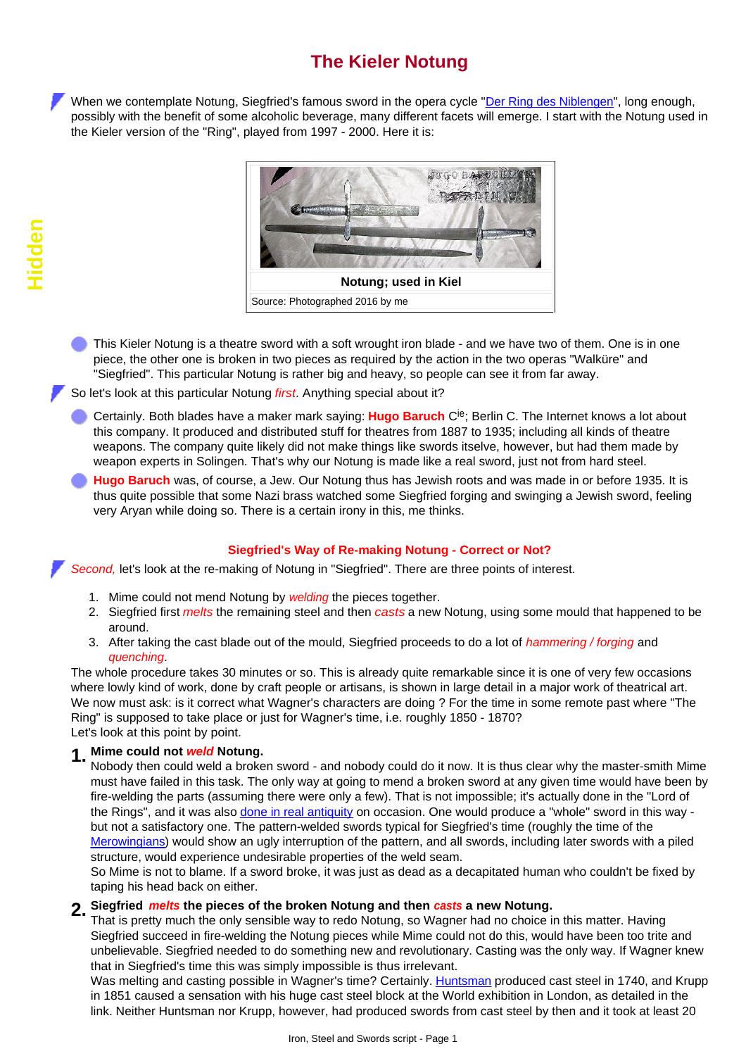# The Kieler Notung

When we contemplate Notung, Siegfried's famous sword in the opera cycle "Der Ring des Niblengen", long enough, possibly with the benefit of some alcoholic beverage, many different facets will emerge. I start with the Notung used in the Kieler version of the "Ring", played from 1997 - 2000. Here it is:

**Notung; used in Kiel**

Source: Photographed 2016 by me

- This Kieler Notung is a theatre sword with a soft wrought iron blade - and we have two of them. One is in one piece, the other one is broken in two pieces as required by the action in the two operas "Walküre" and "Siegfried". This particular Notung is rather big and heavy, so people can see it from far away.

So let's look at this particular Notung *first*. Anything special about it?

- Certainly. Both blades have a maker mark saying: **Hugo Baruch** Cie; Berlin C. The Internet knows a lot about this company. It produced and distributed stuff for theatres from 1887 to 1935; including all kinds of theatre weapons. The company quite likely did not make things like swords itselve, however, but had them made by weapon experts in Solingen. That's why our Notung is made like a real sword, just not from hard steel.
- **Hugo Baruch** was, of course, a Jew. Our Notung thus has Jewish roots and was made in or before 1935. It is thus quite possible that some Nazi brass watched some Siegfried forging and swinging a Jewish sword, feeling very Aryan while doing so. There is a certain irony in this, me thinks.

### Siegfried's Way of Re-making Notung - Correct or Not?

*Second,* let's look at the re-making of Notung in "Siegfried". There are three points of interest.

1. Mime could not mend Notung by *welding* the pieces together.
2. Siegfried first *melts* the remaining steel and then *casts* a new Notung, using some mould that happened to be around.
3. After taking the cast blade out of the mould, Siegfried proceeds to do a lot of *hammering / forging* and *quenching*.

The whole procedure takes 30 minutes or so. This is already quite remarkable since it is one of very few occasions where lowly kind of work, done by craft people or artisans, is shown in large detail in a major work of theatrical art. We now must ask: is it correct what Wagner's characters are doing ? For the time in some remote past where "The Ring" is supposed to take place or just for Wagner's time, i.e. roughly 1850 - 1870?
Let's look at this point by point.

**1. Mime could not *weld* Notung.**
Nobody then could weld a broken sword - and nobody could do it now. It is thus clear why the master-smith Mime must have failed in this task. The only way at going to mend a broken sword at any given time would have been by fire-welding the parts (assuming there were only a few). That is not impossible; it's actually done in the "Lord of the Rings", and it was also done in real antiquity on occasion. One would produce a "whole" sword in this way - but not a satisfactory one. The pattern-welded swords typical for Siegfried's time (roughly the time of the Merowingians) would show an ugly interruption of the pattern, and all swords, including later swords with a piled structure, would experience undesirable properties of the weld seam.
So Mime is not to blame. If a sword broke, it was just as dead as a decapitated human who couldn't be fixed by taping his head back on either.

**2. Siegfried *melts* the pieces of the broken Notung and then *casts* a new Notung.**
That is pretty much the only sensible way to redo Notung, so Wagner had no choice in this matter. Having Siegfried succeed in fire-welding the Notung pieces while Mime could not do this, would have been too trite and unbelievable. Siegfried needed to do something new and revolutionary. Casting was the only way. If Wagner knew that in Siegfried's time this was simply impossible is thus irrelevant.
Was melting and casting possible in Wagner's time? Certainly. Huntsman produced cast steel in 1740, and Krupp in 1851 caused a sensation with his huge cast steel block at the World exhibition in London, as detailed in the link. Neither Huntsman nor Krupp, however, had produced swords from cast steel by then and it took at least 20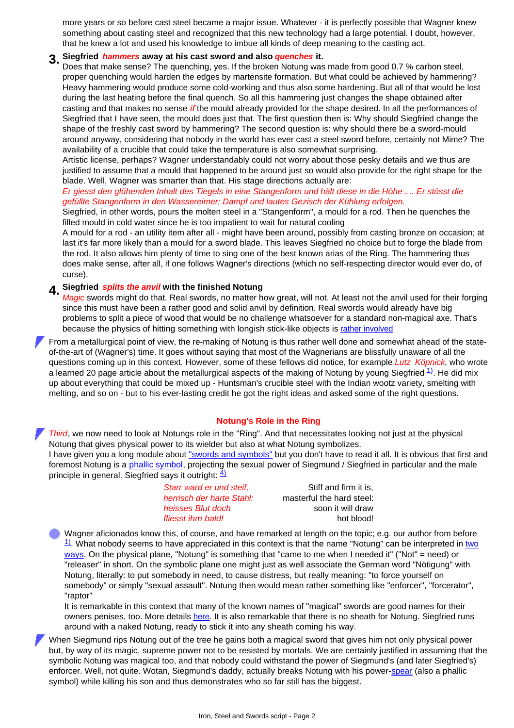more years or so before cast steel became a major issue. Whatever - it is perfectly possible that Wagner knew something about casting steel and recognized that this new technology had a large potential. I doubt, however, that he knew a lot and used his knowledge to imbue all kinds of deep meaning to the casting act.

3. **Siegfried *hammers* away at his cast sword and also *quenches* it.**
   Does that make sense? The quenching, yes. If the broken Notung was made from good 0.7 % carbon steel, proper quenching would harden the edges by martensite formation. But what could be achieved by hammering? Heavy hammering would produce some cold-working and thus also some hardening. But all of that would be lost during the last heating before the final quench. So all this hammering just changes the shape obtained after casting and that makes no sense *if* the mould already provided for the shape desired. In all the performances of Siegfried that I have seen, the mould does just that. The first question then is: Why should Siegfried change the shape of the freshly cast sword by hammering? The second question is: why should there be a sword-mould around anyway, considering that nobody in the world has ever cast a steel sword before, certainly not Mime? The availability of a crucible that could take the temperature is also somewhat surprising.
   Artistic license, perhaps? Wagner understandably could not worry about those pesky details and we thus are justified to assume that a mould that happened to be around just so would also provide for the right shape for the blade. Well, Wagner was smarter than that. His stage directions actually are:
   *Er giesst den glühenden Inhalt des Tiegels in eine Stangenform und hält diese in die Höhe .... Er stösst die gefüllte Stangenform in den Wassereimer; Dampf und lautes Gezisch der Kühlung erfolgen.*
   Siegfried, in other words, pours the molten steel in a "Stangenform", a mould for a rod. Then he quenches the filled mould in cold water since he is too impatient to wait for natural cooling
   A mould for a rod - an utility item after all - might have been around, possibly from casting bronze on occasion; at last it's far more likely than a mould for a sword blade. This leaves Siegfried no choice but to forge the blade from the rod. It also allows him plenty of time to sing one of the best known arias of the Ring. The hammering thus does make sense, after all, if one follows Wagner's directions (which no self-respecting director would ever do, of curse).

4. **Siegfried *splits the anvil* with the finished Notung**
   *Magic* swords might do that. Real swords, no matter how great, will not. At least not the anvil used for their forging since this must have been a rather good and solid anvil by definition. Real swords would already have big problems to split a piece of wood that would be no challenge whatsoever for a standard non-magical axe. That's because the physics of hitting something with longish stick-like objects is rather involved

From a metallurgical point of view, the re-making of Notung is thus rather well done and somewhat ahead of the state-of-the-art of (Wagner's) time. It goes without saying that most of the Wagnerians are blissfully unaware of all the questions coming up in this context. However, some of these fellows did notice, for example *Lutz Köpnick*, who wrote a learned 20 page article about the metallurgical aspects of the making of Notung by young Siegfried [1]. He did mix up about everything that could be mixed up - Huntsman's crucible steel with the Indian wootz variety, smelting with melting, and so on - but to his ever-lasting credit he got the right ideas and asked some of the right questions.

## Notung's Role in the Ring

*Third*, we now need to look at Notungs role in the "Ring". And that necessitates looking not just at the physical Notung that gives physical power to its wielder but also at what Notung symbolizes.
I have given you a long module about "swords and symbols" but you don't have to read it all. It is obvious that first and foremost Notung is a phallic symbol, projecting the sexual power of Siegmund / Siegfried in particular and the male principle in general. Siegfried says it outright: [4]

| | |
|---|---|
| *Starr ward er und steif,* | Stiff and firm it is, |
| *herrisch der harte Stahl:* | masterful the hard steel: |
| *heisses Blut doch* | soon it will draw |
| *fliesst ihm bald!* | hot blood! |

Wagner aficionados know this, of course, and have remarked at length on the topic; e.g. our author from before [1]. What nobody seems to have appreciated in this context is that the name "Notung" can be interpreted in two ways. On the physical plane, "Notung" is something that "came to me when I needed it" ("Not" = need) or "releaser" in short. On the symbolic plane one might just as well associate the German word "Nötigung" with Notung, literally: to put somebody in need, to cause distress, but really meaning: "to force yourself on somebody" or simply "sexual assault". Notung then would mean rather something like "enforcer", "forcerator", "raptor"
It is remarkable in this context that many of the known names of "magical" swords are good names for their owners penises, too. More details here. It is also remarkable that there is no sheath for Notung. Siegfried runs around with a naked Notung, ready to stick it into any sheath coming his way.

When Siegmund rips Notung out of the tree he gains both a magical sword that gives him not only physical power but, by way of its magic, supreme power not to be resisted by mortals. We are certainly justified in assuming that the symbolic Notung was magical too, and that nobody could withstand the power of Siegmund's (and later Siegfried's) enforcer. Well, not quite. Wotan, Siegmund's daddy, actually breaks Notung with his power-spear (also a phallic symbol) while killing his son and thus demonstrates who so far still has the biggest.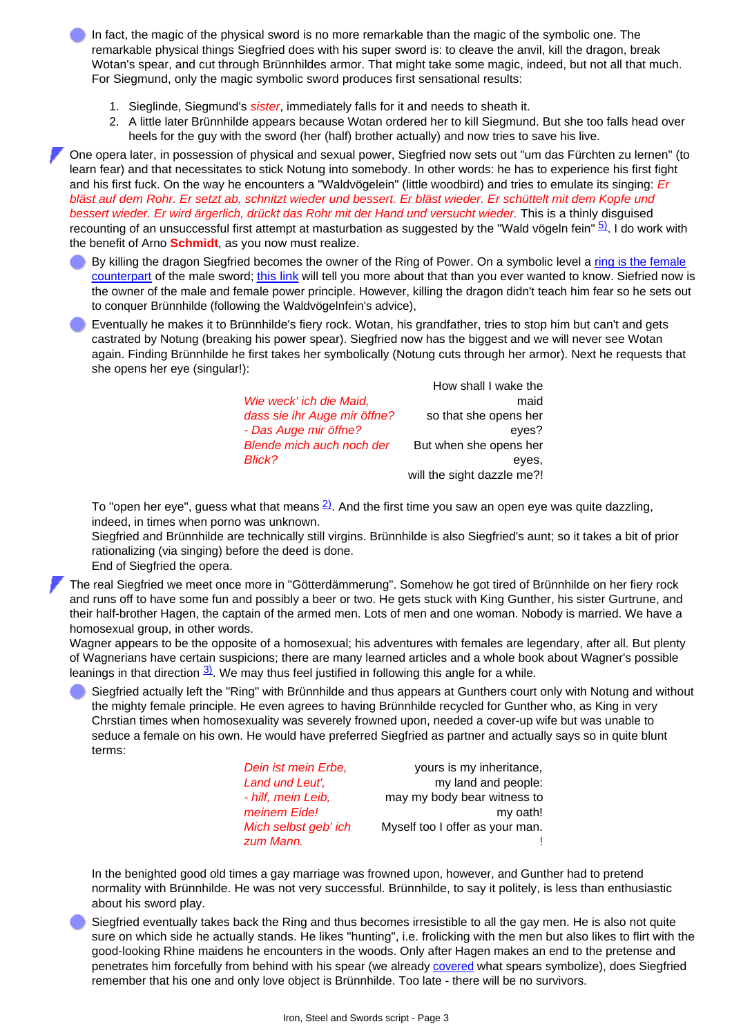- In fact, the magic of the physical sword is no more remarkable than the magic of the symbolic one. The remarkable physical things Siegfried does with his super sword is: to cleave the anvil, kill the dragon, break Wotan's spear, and cut through Brünnhildes armor. That might take some magic, indeed, but not all that much. For Siegmund, only the magic symbolic sword produces first sensational results:

  1. Sieglinde, Siegmund's *sister*, immediately falls for it and needs to sheath it.
  2. A little later Brünnhilde appears because Wotan ordered her to kill Siegmund. But she too falls head over heels for the guy with the sword (her (half) brother actually) and now tries to save his live.

One opera later, in possession of physical and sexual power, Siegfried now sets out "um das Fürchten zu lernen" (to learn fear) and that necessitates to stick Notung into somebody. In other words: he has to experience his first fight and his first fuck. On the way he encounters a "Waldvögelein" (little woodbird) and tries to emulate its singing: *Er bläst auf dem Rohr. Er setzt ab, schnitzt wieder und bessert. Er bläst wieder. Er schüttelt mit dem Kopfe und bessert wieder. Er wird ärgerlich, drückt das Rohr mit der Hand und versucht wieder.* This is a thinly disguised recounting of an unsuccessful first attempt at masturbation as suggested by the "Wald vögeln fein" [5]. I do work with the benefit of Arno **Schmidt**, as you now must realize.

- By killing the dragon Siegfried becomes the owner of the Ring of Power. On a symbolic level a ring is the female counterpart of the male sword; this link will tell you more about that than you ever wanted to know. Siefried now is the owner of the male and female power principle. However, killing the dragon didn't teach him fear so he sets out to conquer Brünnhilde (following the Waldvögelnfein's advice),

- Eventually he makes it to Brünnhilde's fiery rock. Wotan, his grandfather, tries to stop him but can't and gets castrated by Notung (breaking his power spear). Siegfried now has the biggest and we will never see Wotan again. Finding Brünnhilde he first takes her symbolically (Notung cuts through her armor). Next he requests that she opens her eye (singular!):

| | |
|---|---|
| *Wie weck' ich die Maid,* | How shall I wake the maid |
| *dass sie ihr Auge mir öffne?* | so that she opens her eyes? |
| *- Das Auge mir öffne?* | |
| *Blende mich auch noch der Blick?* | But when she opens her eyes, will the sight dazzle me?! |

  To "open her eye", guess what that means [2]. And the first time you saw an open eye was quite dazzling, indeed, in times when porno was unknown.
  Siegfried and Brünnhilde are technically still virgins. Brünnhilde is also Siegfried's aunt; so it takes a bit of prior rationalizing (via singing) before the deed is done.
  End of Siegfried the opera.

The real Siegfried we meet once more in "Götterdämmerung". Somehow he got tired of Brünnhilde on her fiery rock and runs off to have some fun and possibly a beer or two. He gets stuck with King Gunther, his sister Gurtrune, and their half-brother Hagen, the captain of the armed men. Lots of men and one woman. Nobody is married. We have a homosexual group, in other words.
Wagner appears to be the opposite of a homosexual; his adventures with females are legendary, after all. But plenty of Wagnerians have certain suspicions; there are many learned articles and a whole book about Wagner's possible leanings in that direction [3]. We may thus feel justified in following this angle for a while.

- Siegfried actually left the "Ring" with Brünnhilde and thus appears at Gunthers court only with Notung and without the mighty female principle. He even agrees to having Brünnhilde recycled for Gunther who, as King in very Chrstian times when homosexuality was severely frowned upon, needed a cover-up wife but was unable to seduce a female on his own. He would have preferred Siegfried as partner and actually says so in quite blunt terms:

| | |
|---|---|
| *Dein ist mein Erbe,* | yours is my inheritance, |
| *Land und Leut',* | my land and people: |
| *- hilf, mein Leib,* | may my body bear witness to |
| *meinem Eide!* | my oath! |
| *Mich selbst geb' ich zum Mann.* | Myself too I offer as your man. ! |

  In the benighted good old times a gay marriage was frowned upon, however, and Gunther had to pretend normality with Brünnhilde. He was not very successful. Brünnhilde, to say it politely, is less than enthusiastic about his sword play.

- Siegfried eventually takes back the Ring and thus becomes irresistible to all the gay men. He is also not quite sure on which side he actually stands. He likes "hunting", i.e. frolicking with the men but also likes to flirt with the good-looking Rhine maidens he encounters in the woods. Only after Hagen makes an end to the pretense and penetrates him forcefully from behind with his spear (we already covered what spears symbolize), does Siegfried remember that his one and only love object is Brünnhilde. Too late - there will be no survivors.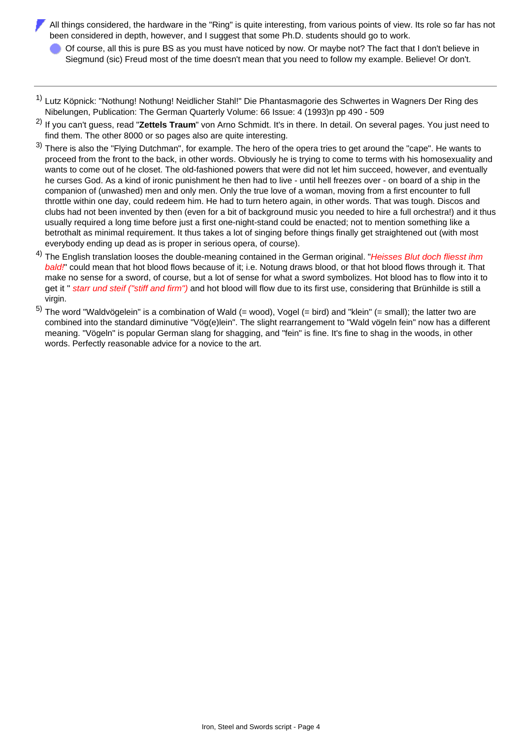- All things considered, the hardware in the "Ring" is quite interesting, from various points of view. Its role so far has not been considered in depth, however, and I suggest that some Ph.D. students should go to work.
  - Of course, all this is pure BS as you must have noticed by now. Or maybe not? The fact that I don't believe in Siegmund (sic) Freud most of the time doesn't mean that you need to follow my example. Believe! Or don't.

---

1) Lutz Köpnick: "Nothung! Nothung! Neidlicher Stahl!" Die Phantasmagorie des Schwertes in Wagners Der Ring des Nibelungen, Publication: The German Quarterly Volume: 66 Issue: 4 (1993)n pp 490 - 509

2) If you can't guess, read "**Zettels Traum**" von Arno Schmidt. It's in there. In detail. On several pages. You just need to find them. The other 8000 or so pages also are quite interesting.

3) There is also the "Flying Dutchman", for example. The hero of the opera tries to get around the "cape". He wants to proceed from the front to the back, in other words. Obviously he is trying to come to terms with his homosexuality and wants to come out of he closet. The old-fashioned powers that were did not let him succeed, however, and eventually he curses God. As a kind of ironic punishment he then had to live - until hell freezes over - on board of a ship in the companion of (unwashed) men and only men. Only the true love of a woman, moving from a first encounter to full throttle within one day, could redeem him. He had to turn hetero again, in other words. That was tough. Discos and clubs had not been invented by then (even for a bit of background music you needed to hire a full orchestra!) and it thus usually required a long time before just a first one-night-stand could be enacted; not to mention something like a betrothalt as minimal requirement. It thus takes a lot of singing before things finally get straightened out (with most everybody ending up dead as is proper in serious opera, of course).

4) The English translation looses the double-meaning contained in the German original. "*Heisses Blut doch fliesst ihm bald!*" could mean that hot blood flows because of it; i.e. Notung draws blood, or that hot blood flows through it. That make no sense for a sword, of course, but a lot of sense for what a sword symbolizes. Hot blood has to flow into it to get it " *starr und steif ("stiff and firm")* and hot blood will flow due to its first use, considering that Brünhilde is still a virgin.

5) The word "Waldvögelein" is a combination of Wald (= wood), Vogel (= bird) and "klein" (= small); the latter two are combined into the standard diminutive "Vög(e)lein". The slight rearrangement to "Wald vögeln fein" now has a different meaning. "Vögeln" is popular German slang for shagging, and "fein" is fine. It's fine to shag in the woods, in other words. Perfectly reasonable advice for a novice to the art.